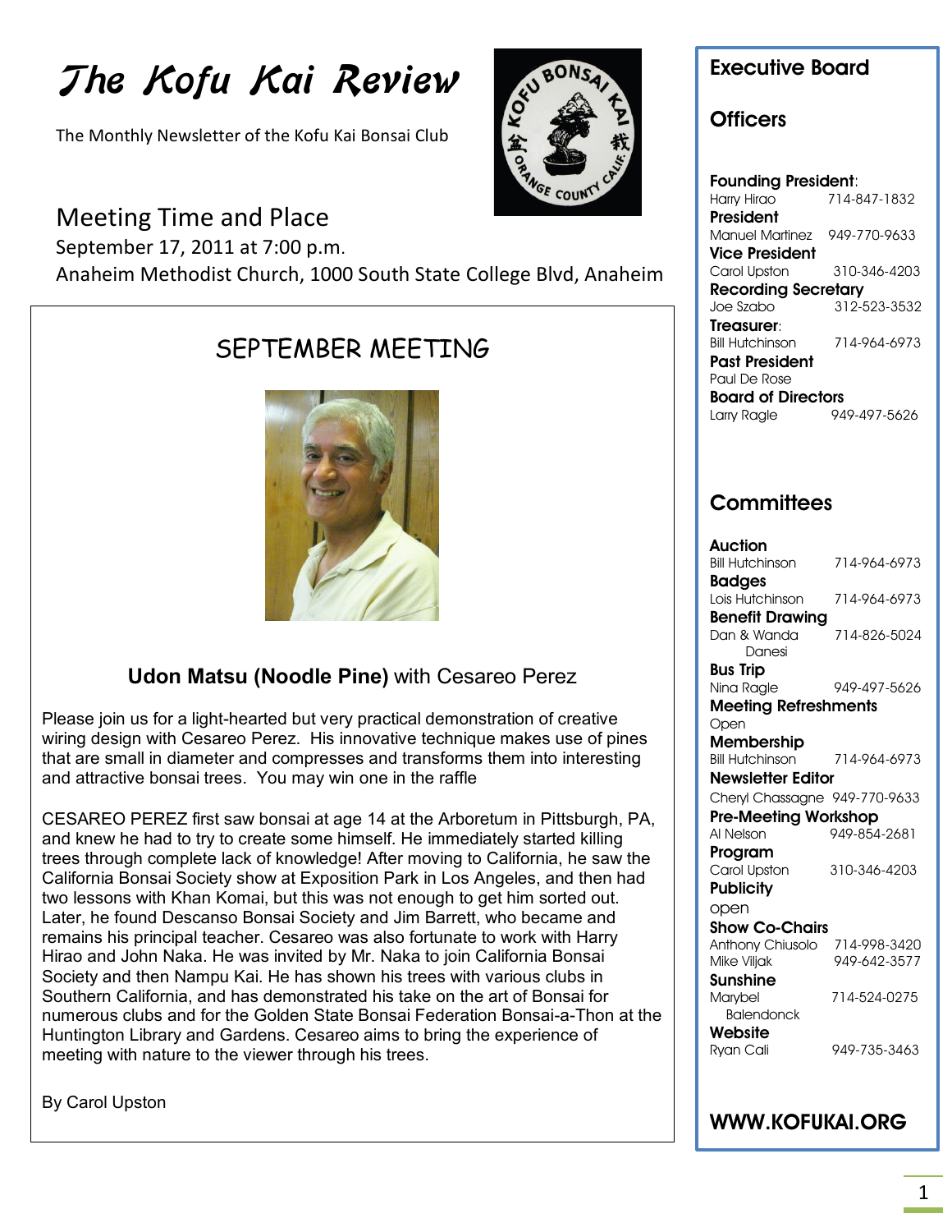# The Kofu Kai Review

The Monthly Newsletter of the Kofu Kai Bonsai Club

## Meeting Time and Place

September 17, 2011 at 7:00 p.m.

Anaheim Methodist Church, 1000 South State College Blvd, Anaheim

## SEPTEMBER MEETING

**Udon Matsu (Noodle Pine)** with Cesareo Perez

Please join us for a light-hearted but very practical demonstration of creative wiring design with Cesareo Perez. His innovative technique makes use of pines that are small in diameter and compresses and transforms them into interesting and attractive bonsai trees. You may win one in the raffle

CESAREO PEREZ first saw bonsai at age 14 at the Arboretum in Pittsburgh, PA, and knew he had to try to create some himself. He immediately started killing trees through complete lack of knowledge! After moving to California, he saw the California Bonsai Society show at Exposition Park in Los Angeles, and then had two lessons with Khan Komai, but this was not enough to get him sorted out. Later, he found Descanso Bonsai Society and Jim Barrett, who became and remains his principal teacher. Cesareo was also fortunate to work with Harry Hirao and John Naka. He was invited by Mr. Naka to join California Bonsai Society and then Nampu Kai. He has shown his trees with various clubs in Southern California, and has demonstrated his take on the art of Bonsai for numerous clubs and for the Golden State Bonsai Federation Bonsai-a-Thon at the Huntington Library and Gardens. Cesareo aims to bring the experience of meeting with nature to the viewer through his trees.

By Carol Upston

## Executive Board

### Officers

**Founding President**:
Harry Hirao 714-847-1832

**President**
Manuel Martinez 949-770-9633

**Vice President**
Carol Upston 310-346-4203

**Recording Secretary**
Joe Szabo 312-523-3532

**Treasurer**:
Bill Hutchinson 714-964-6973

**Past President**
Paul De Rose

**Board of Directors**
Larry Ragle 949-497-5626

### Committees

**Auction**
Bill Hutchinson 714-964-6973

**Badges**
Lois Hutchinson 714-964-6973

**Benefit Drawing**
Dan & Wanda Danesi 714-826-5024

**Bus Trip**
Nina Ragle 949-497-5626

**Meeting Refreshments**
Open

**Membership**
Bill Hutchinson 714-964-6973

**Newsletter Editor**
Cheryl Chassagne 949-770-9633

**Pre-Meeting Workshop**
Al Nelson 949-854-2681

**Program**
Carol Upston 310-346-4203

**Publicity**
open

**Show Co-Chairs**
Anthony Chiusolo 714-998-3420
Mike Viljak 949-642-3577

**Sunshine**
Marybel Balendonck 714-524-0275

**Website**
Ryan Cali 949-735-3463

**WWW.KOFUKAI.ORG**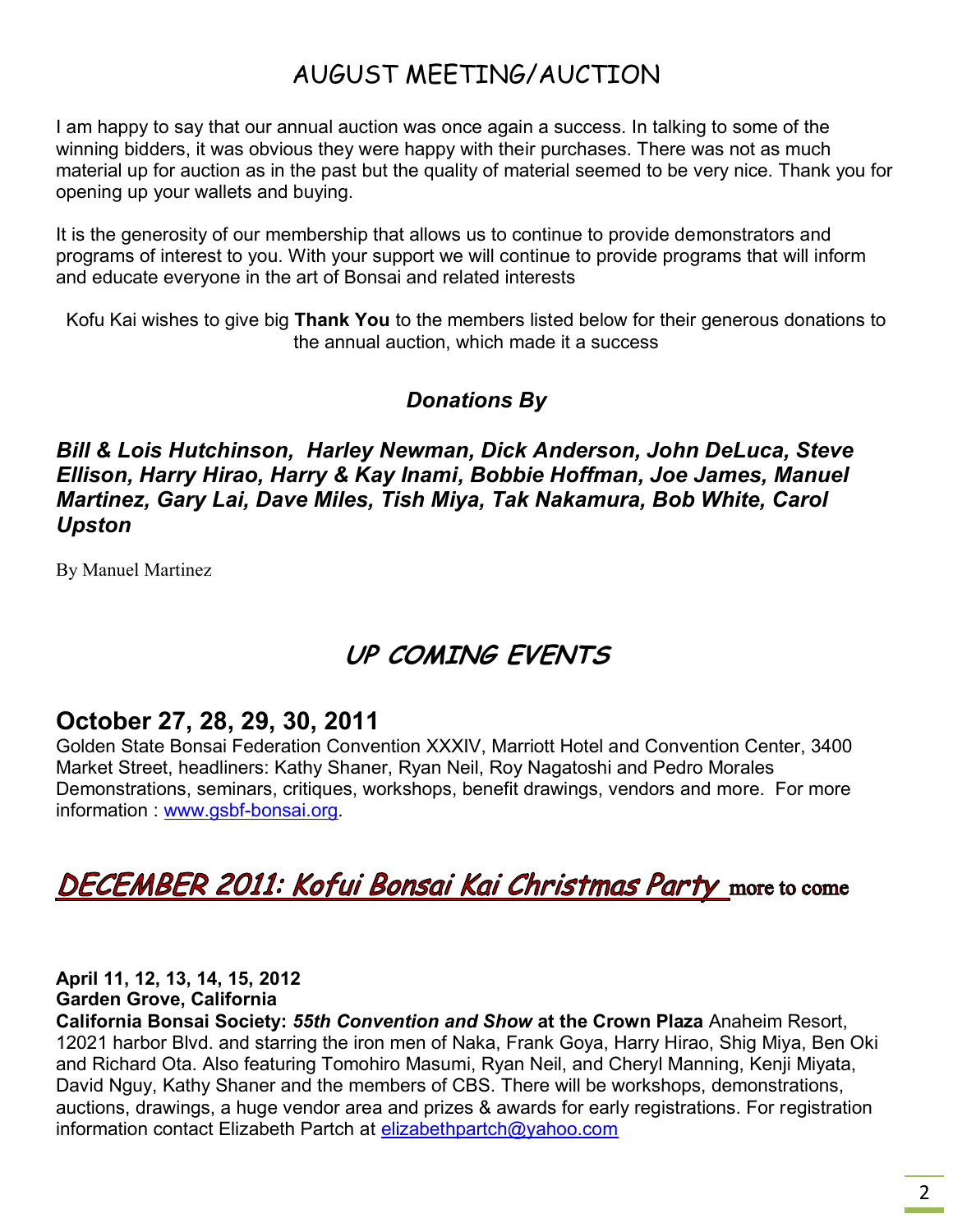# AUGUST MEETING/AUCTION

I am happy to say that our annual auction was once again a success. In talking to some of the winning bidders, it was obvious they were happy with their purchases. There was not as much material up for auction as in the past but the quality of material seemed to be very nice. Thank you for opening up your wallets and buying.

It is the generosity of our membership that allows us to continue to provide demonstrators and programs of interest to you. With your support we will continue to provide programs that will inform and educate everyone in the art of Bonsai and related interests

Kofu Kai wishes to give big **Thank You** to the members listed below for their generous donations to the annual auction, which made it a success

### ***Donations By***

***Bill & Lois Hutchinson, Harley Newman, Dick Anderson, John DeLuca, Steve Ellison, Harry Hirao, Harry & Kay Inami, Bobbie Hoffman, Joe James, Manuel Martinez, Gary Lai, Dave Miles, Tish Miya, Tak Nakamura, Bob White, Carol Upston***

By Manuel Martinez

# *UP COMING EVENTS*

## October 27, 28, 29, 30, 2011

Golden State Bonsai Federation Convention XXXIV, Marriott Hotel and Convention Center, 3400 Market Street, headliners: Kathy Shaner, Ryan Neil, Roy Nagatoshi and Pedro Morales Demonstrations, seminars, critiques, workshops, benefit drawings, vendors and more. For more information : www.gsbf-bonsai.org.

## *DECEMBER 2011: Kofui Bonsai Kai Christmas Party* more to come

**April 11, 12, 13, 14, 15, 2012**
**Garden Grove, California**
**California Bonsai Society: *55th Convention and Show* at the Crown Plaza** Anaheim Resort, 12021 harbor Blvd. and starring the iron men of Naka, Frank Goya, Harry Hirao, Shig Miya, Ben Oki and Richard Ota. Also featuring Tomohiro Masumi, Ryan Neil, and Cheryl Manning, Kenji Miyata, David Nguy, Kathy Shaner and the members of CBS. There will be workshops, demonstrations, auctions, drawings, a huge vendor area and prizes & awards for early registrations. For registration information contact Elizabeth Partch at elizabethpartch@yahoo.com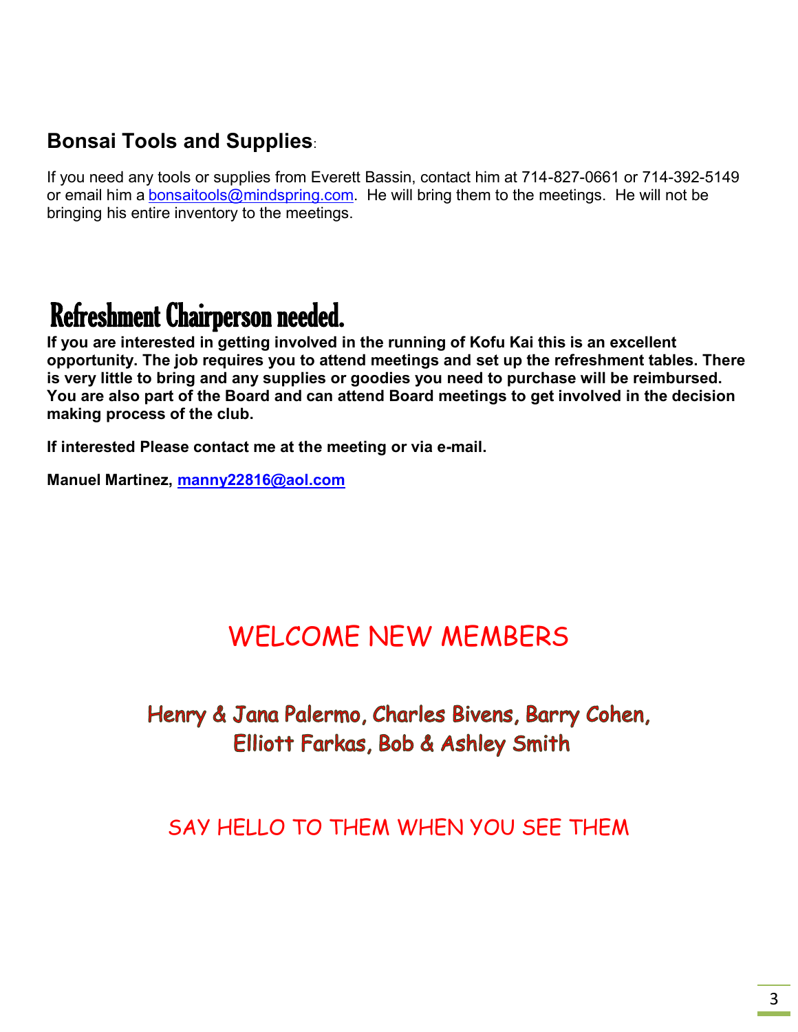## Bonsai Tools and Supplies:

If you need any tools or supplies from Everett Bassin, contact him at 714-827-0661 or 714-392-5149 or email him a bonsaitools@mindspring.com. He will bring them to the meetings. He will not be bringing his entire inventory to the meetings.

## Refreshment Chairperson needed.

**If you are interested in getting involved in the running of Kofu Kai this is an excellent opportunity. The job requires you to attend meetings and set up the refreshment tables. There is very little to bring and any supplies or goodies you need to purchase will be reimbursed. You are also part of the Board and can attend Board meetings to get involved in the decision making process of the club.**

**If interested Please contact me at the meeting or via e-mail.**

**Manuel Martinez, manny22816@aol.com**

## WELCOME NEW MEMBERS

**Henry & Jana Palermo, Charles Bivens, Barry Cohen, Elliott Farkas, Bob & Ashley Smith**

SAY HELLO TO THEM WHEN YOU SEE THEM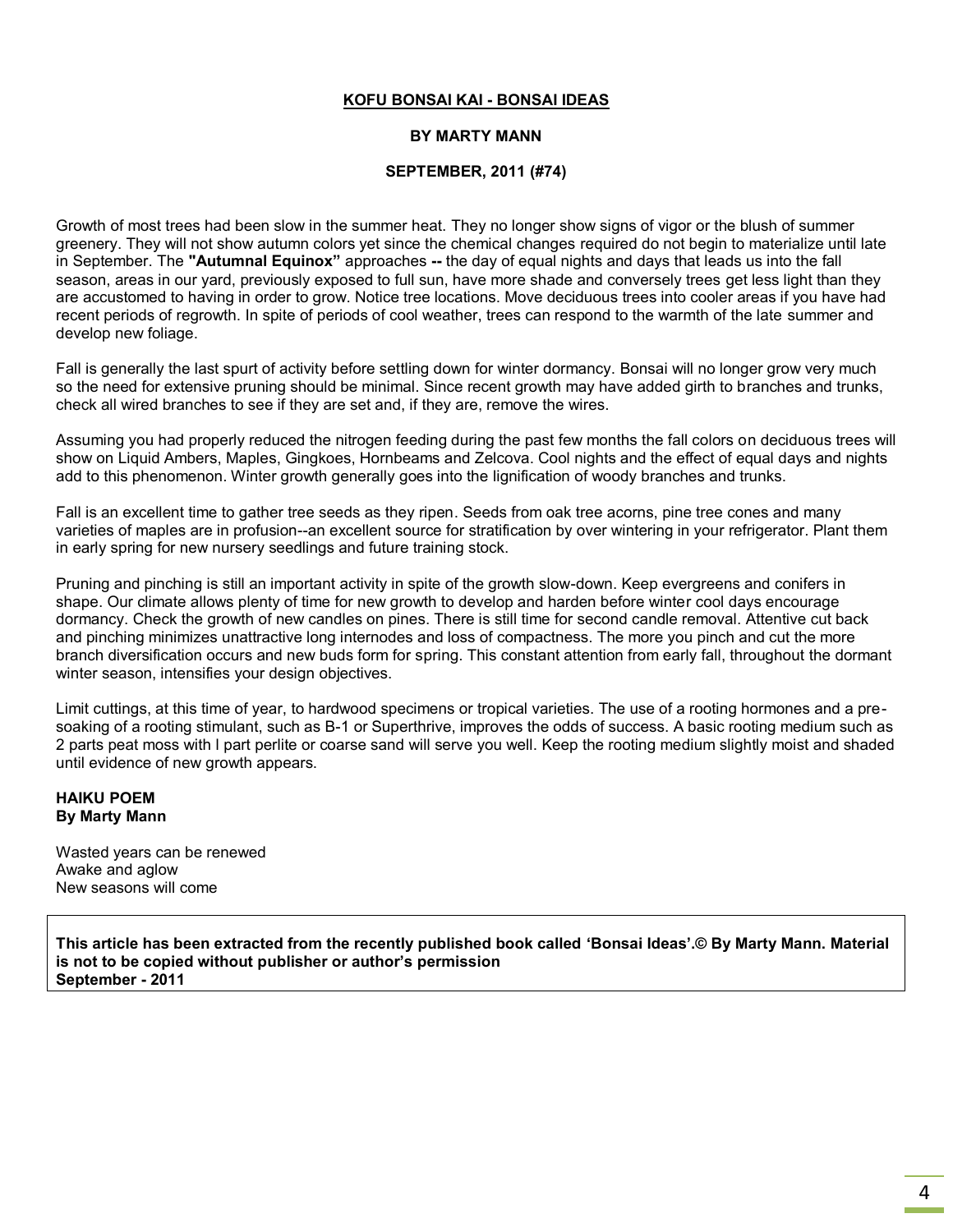# KOFU BONSAI KAI - BONSAI IDEAS

**BY MARTY MANN**

**SEPTEMBER, 2011 (#74)**

Growth of most trees had been slow in the summer heat. They no longer show signs of vigor or the blush of summer greenery. They will not show autumn colors yet since the chemical changes required do not begin to materialize until late in September. The **"Autumnal Equinox"** approaches **--** the day of equal nights and days that leads us into the fall season, areas in our yard, previously exposed to full sun, have more shade and conversely trees get less light than they are accustomed to having in order to grow. Notice tree locations. Move deciduous trees into cooler areas if you have had recent periods of regrowth. In spite of periods of cool weather, trees can respond to the warmth of the late summer and develop new foliage.

Fall is generally the last spurt of activity before settling down for winter dormancy. Bonsai will no longer grow very much so the need for extensive pruning should be minimal. Since recent growth may have added girth to branches and trunks, check all wired branches to see if they are set and, if they are, remove the wires.

Assuming you had properly reduced the nitrogen feeding during the past few months the fall colors on deciduous trees will show on Liquid Ambers, Maples, Gingkoes, Hornbeams and Zelcova. Cool nights and the effect of equal days and nights add to this phenomenon. Winter growth generally goes into the lignification of woody branches and trunks.

Fall is an excellent time to gather tree seeds as they ripen. Seeds from oak tree acorns, pine tree cones and many varieties of maples are in profusion--an excellent source for stratification by over wintering in your refrigerator. Plant them in early spring for new nursery seedlings and future training stock.

Pruning and pinching is still an important activity in spite of the growth slow-down. Keep evergreens and conifers in shape. Our climate allows plenty of time for new growth to develop and harden before winter cool days encourage dormancy. Check the growth of new candles on pines. There is still time for second candle removal. Attentive cut back and pinching minimizes unattractive long internodes and loss of compactness. The more you pinch and cut the more branch diversification occurs and new buds form for spring. This constant attention from early fall, throughout the dormant winter season, intensifies your design objectives.

Limit cuttings, at this time of year, to hardwood specimens or tropical varieties. The use of a rooting hormones and a pre-soaking of a rooting stimulant, such as B-1 or Superthrive, improves the odds of success. A basic rooting medium such as 2 parts peat moss with l part perlite or coarse sand will serve you well. Keep the rooting medium slightly moist and shaded until evidence of new growth appears.

**HAIKU POEM**
**By Marty Mann**

Wasted years can be renewed
Awake and aglow
New seasons will come

**This article has been extracted from the recently published book called 'Bonsai Ideas'.© By Marty Mann. Material is not to be copied without publisher or author's permission**
**September - 2011**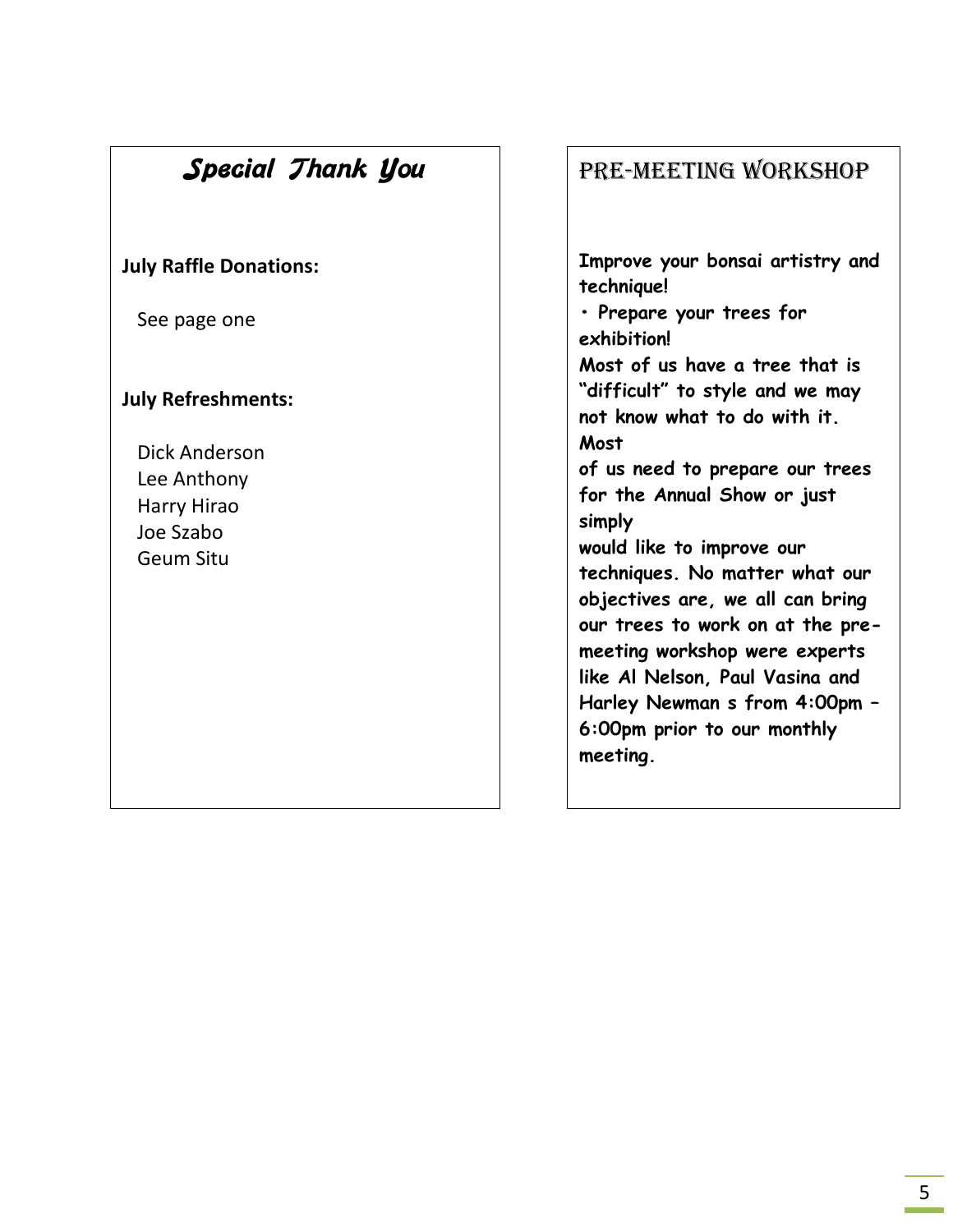## *Special Thank You*

**July Raffle Donations:**

See page one

**July Refreshments:**

Dick Anderson
Lee Anthony
Harry Hirao
Joe Szabo
Geum Situ

## Pre-Meeting Workshop

**Improve your bonsai artistry and technique!**
**• Prepare your trees for exhibition!**
**Most of us have a tree that is "difficult" to style and we may not know what to do with it. Most of us need to prepare our trees for the Annual Show or just simply would like to improve our techniques. No matter what our objectives are, we all can bring our trees to work on at the pre-meeting workshop were experts like Al Nelson, Paul Vasina and Harley Newman s from 4:00pm – 6:00pm prior to our monthly meeting.**